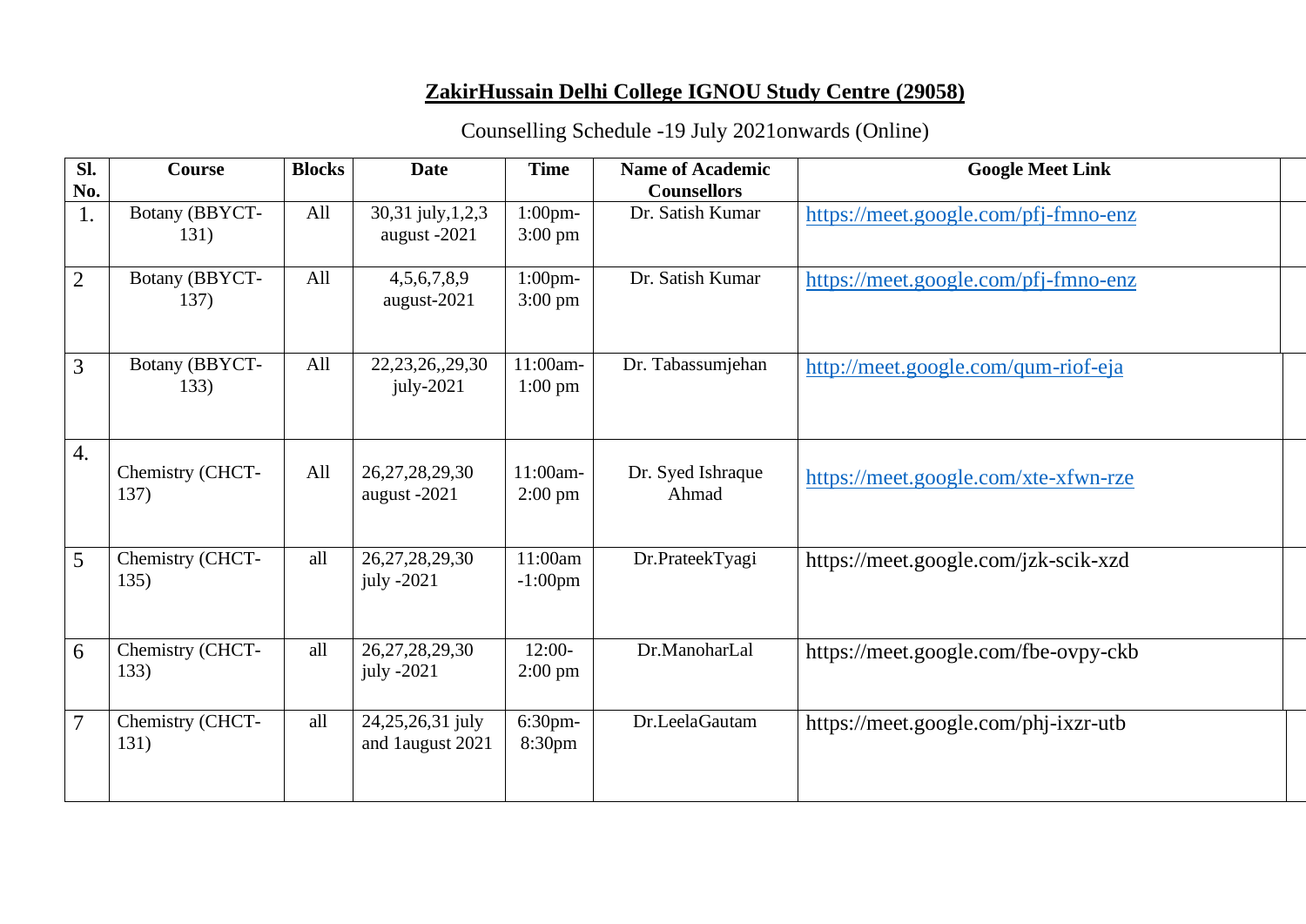# ZakirHussain Delhi College IGNOU Study Centre (29058)

Counselling Schedule -19 July 2021onwards (Online)

| Sl. No. | Course | Blocks | Date | Time | Name of Academic Counsellors | Google Meet Link |
|---|---|---|---|---|---|---|
| 1. | Botany (BBYCT-131) | All | 30,31 july,1,2,3 august -2021 | 1:00pm-3:00 pm | Dr. Satish Kumar | https://meet.google.com/pfj-fmno-enz |
| 2 | Botany (BBYCT-137) | All | 4,5,6,7,8,9 august-2021 | 1:00pm-3:00 pm | Dr. Satish Kumar | https://meet.google.com/pfj-fmno-enz |
| 3 | Botany (BBYCT-133) | All | 22,23,26,,29,30 july-2021 | 11:00am-1:00 pm | Dr. Tabassumjehan | http://meet.google.com/qum-riof-eja |
| 4. | Chemistry (CHCT-137) | All | 26,27,28,29,30 august -2021 | 11:00am-2:00 pm | Dr. Syed Ishraque Ahmad | https://meet.google.com/xte-xfwn-rze |
| 5 | Chemistry (CHCT-135) | all | 26,27,28,29,30 july -2021 | 11:00am -1:00pm | Dr.PrateekTyagi | https://meet.google.com/jzk-scik-xzd |
| 6 | Chemistry (CHCT-133) | all | 26,27,28,29,30 july -2021 | 12:00-2:00 pm | Dr.ManoharLal | https://meet.google.com/fbe-ovpy-ckb |
| 7 | Chemistry (CHCT-131) | all | 24,25,26,31 july and 1august 2021 | 6:30pm-8:30pm | Dr.LeelaGautam | https://meet.google.com/phj-ixzr-utb |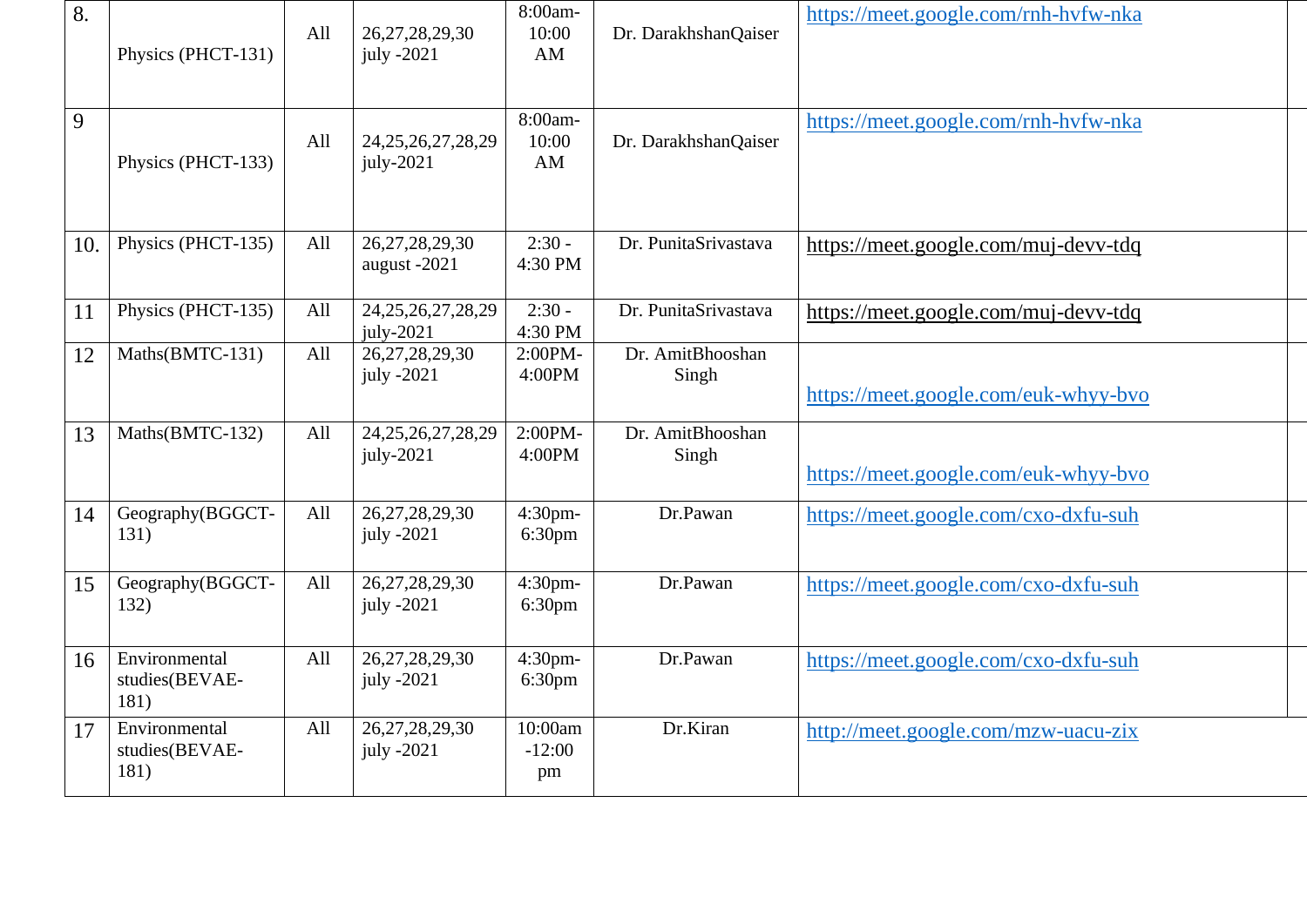| 8. | Physics (PHCT-131) | All | 26,27,28,29,30 july -2021 | 8:00am-10:00 AM | Dr. DarakhshanQaiser | https://meet.google.com/rnh-hvfw-nka |
|---|---|---|---|---|---|---|
| 9 | Physics (PHCT-133) | All | 24,25,26,27,28,29 july-2021 | 8:00am-10:00 AM | Dr. DarakhshanQaiser | https://meet.google.com/rnh-hvfw-nka |
| 10. | Physics (PHCT-135) | All | 26,27,28,29,30 august -2021 | 2:30 - 4:30 PM | Dr. PunitaSrivastava | https://meet.google.com/muj-devv-tdq |
| 11 | Physics (PHCT-135) | All | 24,25,26,27,28,29 july-2021 | 2:30 - 4:30 PM | Dr. PunitaSrivastava | https://meet.google.com/muj-devv-tdq |
| 12 | Maths(BMTC-131) | All | 26,27,28,29,30 july -2021 | 2:00PM-4:00PM | Dr. AmitBhooshan Singh | https://meet.google.com/euk-whyy-bvo |
| 13 | Maths(BMTC-132) | All | 24,25,26,27,28,29 july-2021 | 2:00PM-4:00PM | Dr. AmitBhooshan Singh | https://meet.google.com/euk-whyy-bvo |
| 14 | Geography(BGGCT-131) | All | 26,27,28,29,30 july -2021 | 4:30pm-6:30pm | Dr.Pawan | https://meet.google.com/cxo-dxfu-suh |
| 15 | Geography(BGGCT-132) | All | 26,27,28,29,30 july -2021 | 4:30pm-6:30pm | Dr.Pawan | https://meet.google.com/cxo-dxfu-suh |
| 16 | Environmental studies(BEVAE-181) | All | 26,27,28,29,30 july -2021 | 4:30pm-6:30pm | Dr.Pawan | https://meet.google.com/cxo-dxfu-suh |
| 17 | Environmental studies(BEVAE-181) | All | 26,27,28,29,30 july -2021 | 10:00am -12:00 pm | Dr.Kiran | http://meet.google.com/mzw-uacu-zix |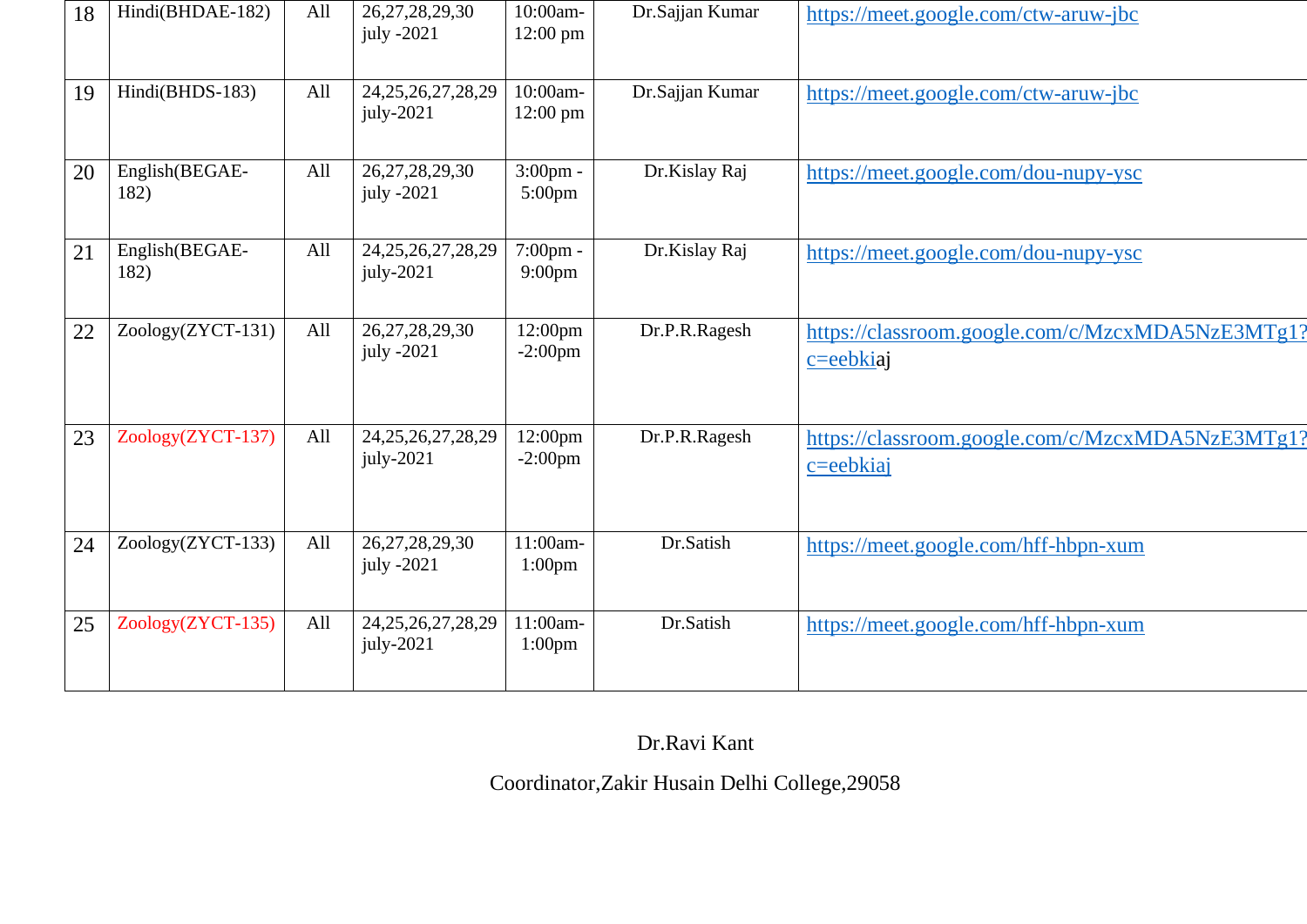| | | | | | | |
|---|---|---|---|---|---|---|
| 18 | Hindi(BHDAE-182) | All | 26,27,28,29,30 july -2021 | 10:00am-12:00 pm | Dr.Sajjan Kumar | https://meet.google.com/ctw-aruw-jbc |
| 19 | Hindi(BHDS-183) | All | 24,25,26,27,28,29 july-2021 | 10:00am-12:00 pm | Dr.Sajjan Kumar | https://meet.google.com/ctw-aruw-jbc |
| 20 | English(BEGAE-182) | All | 26,27,28,29,30 july -2021 | 3:00pm - 5:00pm | Dr.Kislay Raj | https://meet.google.com/dou-nupy-ysc |
| 21 | English(BEGAE-182) | All | 24,25,26,27,28,29 july-2021 | 7:00pm - 9:00pm | Dr.Kislay Raj | https://meet.google.com/dou-nupy-ysc |
| 22 | Zoology(ZYCT-131) | All | 26,27,28,29,30 july -2021 | 12:00pm -2:00pm | Dr.P.R.Ragesh | https://classroom.google.com/c/MzcxMDA5NzE3MTg1?c=eebkiaj |
| 23 | Zoology(ZYCT-137) | All | 24,25,26,27,28,29 july-2021 | 12:00pm -2:00pm | Dr.P.R.Ragesh | https://classroom.google.com/c/MzcxMDA5NzE3MTg1?c=eebkiaj |
| 24 | Zoology(ZYCT-133) | All | 26,27,28,29,30 july -2021 | 11:00am-1:00pm | Dr.Satish | https://meet.google.com/hff-hbpn-xum |
| 25 | Zoology(ZYCT-135) | All | 24,25,26,27,28,29 july-2021 | 11:00am-1:00pm | Dr.Satish | https://meet.google.com/hff-hbpn-xum |

Dr.Ravi Kant

Coordinator,Zakir Husain Delhi College,29058